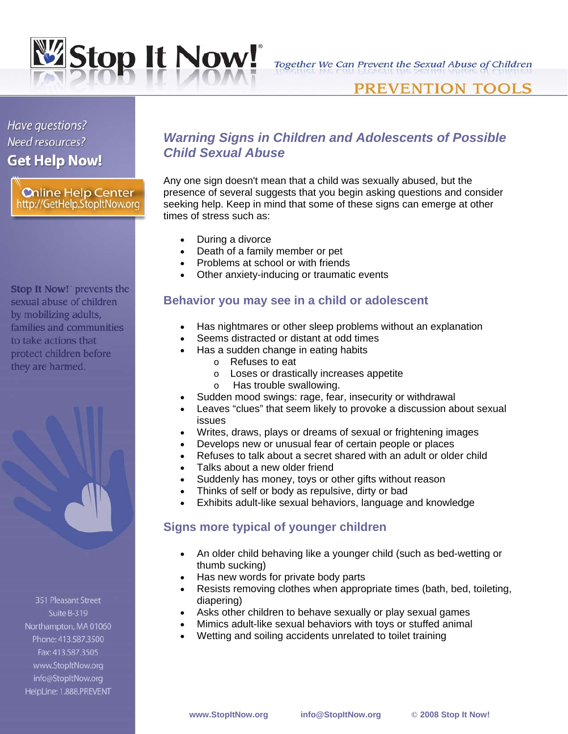# Stop It Now!®

*Together We Can Prevent the Sexual Abuse of Children*

PREVENTION TOOLS

*Have questions?*
*Need resources?*
**Get Help Now!**

Online Help Center
http://GetHelp.StopItNow.org

**Stop It Now!**® prevents the sexual abuse of children by mobilizing adults, families and communities to take actions that protect children before they are harmed.

351 Pleasant Street
Suite B-319
Northampton, MA 01060
Phone: 413.587.3500
Fax: 413.587.3505
www.StopItNow.org
info@StopItNow.org
HelpLine: 1.888.PREVENT

## *Warning Signs in Children and Adolescents of Possible Child Sexual Abuse*

Any one sign doesn't mean that a child was sexually abused, but the presence of several suggests that you begin asking questions and consider seeking help. Keep in mind that some of these signs can emerge at other times of stress such as:

- During a divorce
- Death of a family member or pet
- Problems at school or with friends
- Other anxiety-inducing or traumatic events

### Behavior you may see in a child or adolescent

- Has nightmares or other sleep problems without an explanation
- Seems distracted or distant at odd times
- Has a sudden change in eating habits
  - Refuses to eat
  - Loses or drastically increases appetite
  - Has trouble swallowing.
- Sudden mood swings: rage, fear, insecurity or withdrawal
- Leaves "clues" that seem likely to provoke a discussion about sexual issues
- Writes, draws, plays or dreams of sexual or frightening images
- Develops new or unusual fear of certain people or places
- Refuses to talk about a secret shared with an adult or older child
- Talks about a new older friend
- Suddenly has money, toys or other gifts without reason
- Thinks of self or body as repulsive, dirty or bad
- Exhibits adult-like sexual behaviors, language and knowledge

### Signs more typical of younger children

- An older child behaving like a younger child (such as bed-wetting or thumb sucking)
- Has new words for private body parts
- Resists removing clothes when appropriate times (bath, bed, toileting, diapering)
- Asks other children to behave sexually or play sexual games
- Mimics adult-like sexual behaviors with toys or stuffed animal
- Wetting and soiling accidents unrelated to toilet training

www.StopItNow.org info@StopItNow.org © 2008 Stop It Now!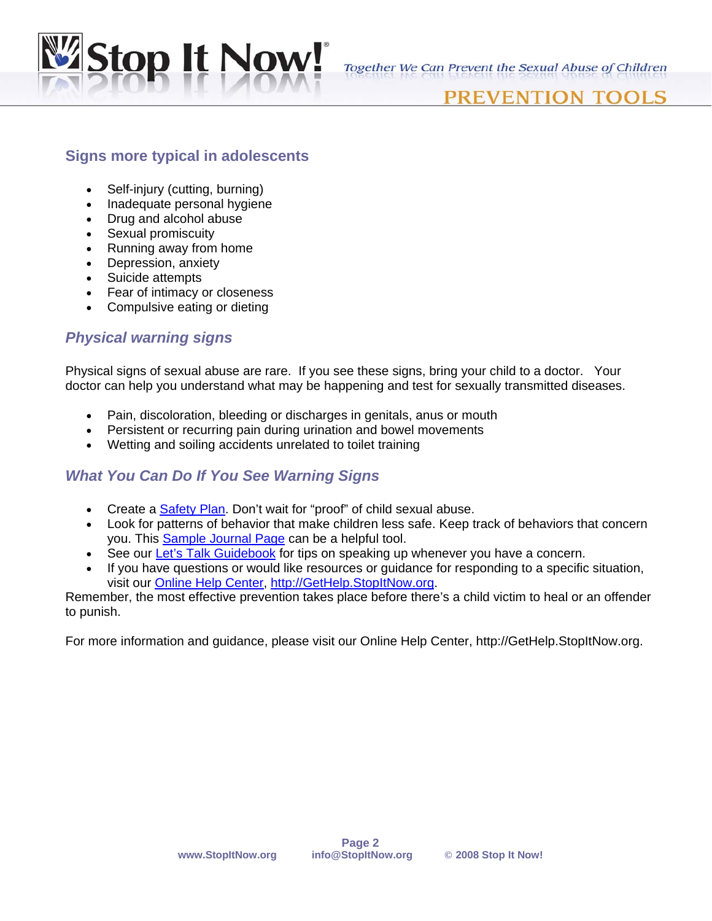## Signs more typical in adolescents

- Self-injury (cutting, burning)
- Inadequate personal hygiene
- Drug and alcohol abuse
- Sexual promiscuity
- Running away from home
- Depression, anxiety
- Suicide attempts
- Fear of intimacy or closeness
- Compulsive eating or dieting

## *Physical warning signs*

Physical signs of sexual abuse are rare. If you see these signs, bring your child to a doctor. Your doctor can help you understand what may be happening and test for sexually transmitted diseases.

- Pain, discoloration, bleeding or discharges in genitals, anus or mouth
- Persistent or recurring pain during urination and bowel movements
- Wetting and soiling accidents unrelated to toilet training

## *What You Can Do If You See Warning Signs*

- Create a Safety Plan. Don't wait for "proof" of child sexual abuse.
- Look for patterns of behavior that make children less safe. Keep track of behaviors that concern you. This Sample Journal Page can be a helpful tool.
- See our Let's Talk Guidebook for tips on speaking up whenever you have a concern.
- If you have questions or would like resources or guidance for responding to a specific situation, visit our Online Help Center, http://GetHelp.StopItNow.org.

Remember, the most effective prevention takes place before there's a child victim to heal or an offender to punish.

For more information and guidance, please visit our Online Help Center, http://GetHelp.StopItNow.org.